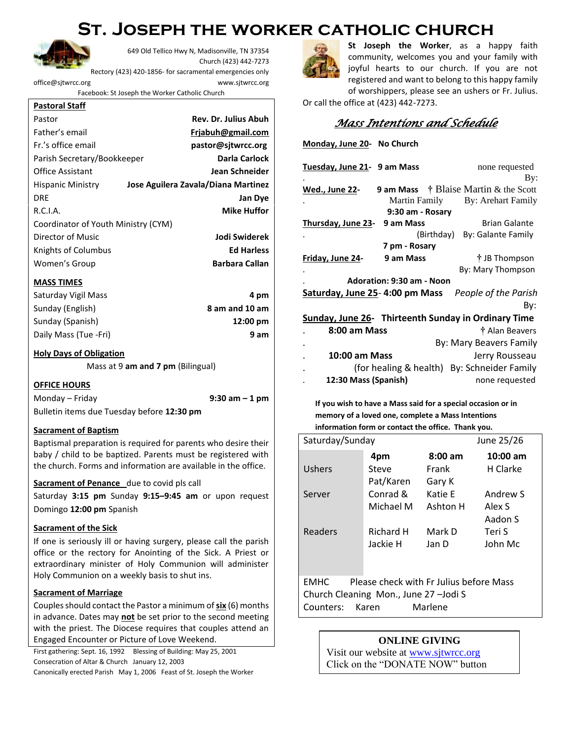# St. Joseph the Worker Catholic Church

649 Old Tellico Hwy N, Madisonville, TN 37354
Church (423) 442-7273
Rectory (423) 420-1856- for sacramental emergencies only
office@sjtwrcc.org www.sjtwrcc.org
Facebook: St Joseph the Worker Catholic Church

**Pastoral Staff**

| | |
|---|---|
| Pastor | **Rev. Dr. Julius Abuh** |
| Father's email | **Frjabuh@gmail.com** |
| Fr.'s office email | **pastor@sjtwrcc.org** |
| Parish Secretary/Bookkeeper | **Darla Carlock** |
| Office Assistant | **Jean Schneider** |
| Hispanic Ministry | **Jose Aguilera Zavala/Diana Martinez** |
| DRE | **Jan Dye** |
| R.C.I.A. | **Mike Huffor** |
| Coordinator of Youth Ministry (CYM) | |
| Director of Music | **Jodi Swiderek** |
| Knights of Columbus | **Ed Harless** |
| Women's Group | **Barbara Callan** |

**MASS TIMES**

| | |
|---|---|
| Saturday Vigil Mass | **4 pm** |
| Sunday (English) | **8 am and 10 am** |
| Sunday (Spanish) | **12:00 pm** |
| Daily Mass (Tue -Fri) | **9 am** |

**Holy Days of Obligation**

Mass at 9 **am and 7 pm** (Bilingual)

**OFFICE HOURS**

Monday – Friday **9:30 am – 1 pm**

Bulletin items due Tuesday before **12:30 pm**

**Sacrament of Baptism**

Baptismal preparation is required for parents who desire their baby / child to be baptized. Parents must be registered with the church. Forms and information are available in the office.

**Sacrament of Penance** due to covid pls call

Saturday **3:15 pm** Sunday **9:15–9:45 am** or upon request Domingo **12:00 pm** Spanish

**Sacrament of the Sick**

If one is seriously ill or having surgery, please call the parish office or the rectory for Anointing of the Sick. A Priest or extraordinary minister of Holy Communion will administer Holy Communion on a weekly basis to shut ins.

**Sacrament of Marriage**

Couples should contact the Pastor a minimum of **six** (6) months in advance. Dates may **not** be set prior to the second meeting with the priest. The Diocese requires that couples attend an Engaged Encounter or Picture of Love Weekend.

First gathering: Sept. 16, 1992 Blessing of Building: May 25, 2001
Consecration of Altar & Church January 12, 2003
Canonically erected Parish May 1, 2006 Feast of St. Joseph the Worker

**St Joseph the Worker**, as a happy faith community, welcomes you and your family with joyful hearts to our church. If you are not registered and want to belong to this happy family of worshippers, please see an ushers or Fr. Julius. Or call the office at (423) 442-7273.

## *Mass Intentions and Schedule*

**Monday, June 20-** **No Church**

**Tuesday, June 21-** **9 am Mass** none requested
By:

**Wed., June 22-** **9 am Mass** † Blaise Martin & the Scott Martin Family By: Arehart Family
**9:30 am - Rosary**

**Thursday, June 23-** **9 am Mass** Brian Galante (Birthday) By: Galante Family
**7 pm - Rosary**

**Friday, June 24-** **9 am Mass** † JB Thompson
By: Mary Thompson
**Adoration: 9:30 am - Noon**

**Saturday, June 25- 4:00 pm Mass** *People of the Parish*
By:

**Sunday, June 26- Thirteenth Sunday in Ordinary Time**

**8:00 am Mass** † Alan Beavers
By: Mary Beavers Family

**10:00 am Mass** Jerry Rousseau (for healing & health) By: Schneider Family

**12:30 Mass (Spanish)** none requested

**If you wish to have a Mass said for a special occasion or in memory of a loved one, complete a Mass Intentions information form or contact the office. Thank you.**

| Saturday/Sunday | | | June 25/26 |
|---|---|---|---|
| | **4pm** | **8:00 am** | **10:00 am** |
| Ushers | Steve<br>Pat/Karen | Frank<br>Gary K | H Clarke |
| Server | Conrad &<br>Michael M | Katie E<br>Ashton H | Andrew S<br>Alex S<br>Aadon S |
| Readers | Richard H<br>Jackie H | Mark D<br>Jan D | Teri S<br>John Mc |

EMHC Please check with Fr Julius before Mass
Church Cleaning Mon., June 27 –Jodi S
Counters: Karen Marlene

**ONLINE GIVING**
Visit our website at www.sjtwrcc.org
Click on the "DONATE NOW" button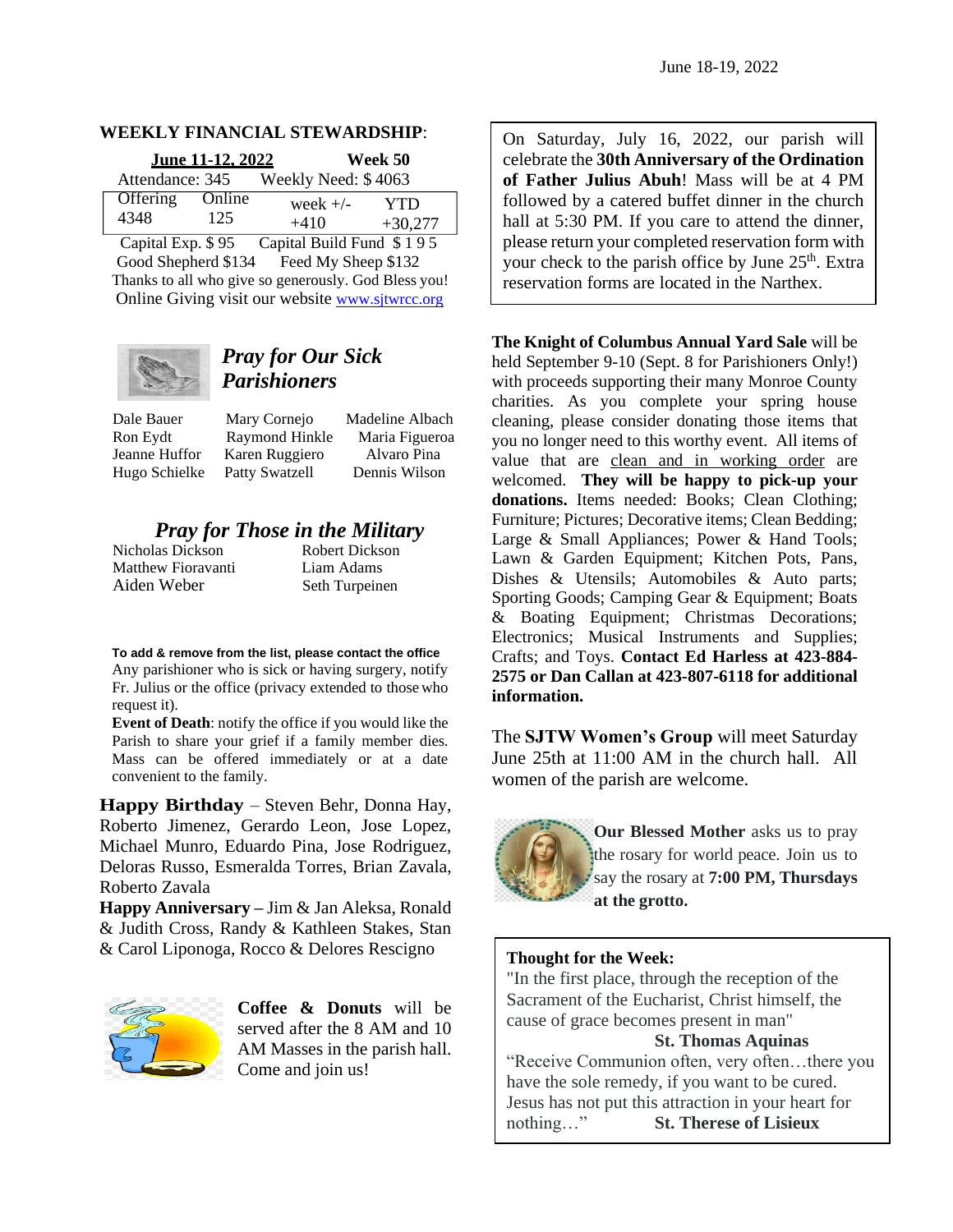June 18-19, 2022

## WEEKLY FINANCIAL STEWARDSHIP:

**June 11-12, 2022** **Week 50**

Attendance: 345 Weekly Need: $ 4063

| Offering | Online | week +/- | YTD |
|---|---|---|---|
| 4348 | 125 | +410 | +30,277 |

Capital Exp. $ 95 Capital Build Fund $ 1 9 5

Good Shepherd $134 Feed My Sheep $132

Thanks to all who give so generously. God Bless you!

Online Giving visit our website www.sjtwrcc.org

## *Pray for Our Sick Parishioners*

Dale Bauer
Ron Eydt
Jeanne Huffor
Hugo Schielke
Mary Cornejo
Raymond Hinkle
Karen Ruggiero
Patty Swatzell
Madeline Albach
Maria Figueroa
Alvaro Pina
Dennis Wilson

## *Pray for Those in the Military*

Nicholas Dickson
Matthew Fioravanti
Aiden Weber
Robert Dickson
Liam Adams
Seth Turpeinen

**To add & remove from the list, please contact the office**

Any parishioner who is sick or having surgery, notify Fr. Julius or the office (privacy extended to those who request it).

**Event of Death**: notify the office if you would like the Parish to share your grief if a family member dies. Mass can be offered immediately or at a date convenient to the family.

**Happy Birthday** – Steven Behr, Donna Hay, Roberto Jimenez, Gerardo Leon, Jose Lopez, Michael Munro, Eduardo Pina, Jose Rodriguez, Deloras Russo, Esmeralda Torres, Brian Zavala, Roberto Zavala

**Happy Anniversary** – Jim & Jan Aleksa, Ronald & Judith Cross, Randy & Kathleen Stakes, Stan & Carol Liponoga, Rocco & Delores Rescigno

**Coffee & Donuts** will be served after the 8 AM and 10 AM Masses in the parish hall. Come and join us!

On Saturday, July 16, 2022, our parish will celebrate the **30th Anniversary of the Ordination of Father Julius Abuh**! Mass will be at 4 PM followed by a catered buffet dinner in the church hall at 5:30 PM. If you care to attend the dinner, please return your completed reservation form with your check to the parish office by June 25th. Extra reservation forms are located in the Narthex.

**The Knight of Columbus Annual Yard Sale** will be held September 9-10 (Sept. 8 for Parishioners Only!) with proceeds supporting their many Monroe County charities. As you complete your spring house cleaning, please consider donating those items that you no longer need to this worthy event. All items of value that are clean and in working order are welcomed. **They will be happy to pick-up your donations.** Items needed: Books; Clean Clothing; Furniture; Pictures; Decorative items; Clean Bedding; Large & Small Appliances; Power & Hand Tools; Lawn & Garden Equipment; Kitchen Pots, Pans, Dishes & Utensils; Automobiles & Auto parts; Sporting Goods; Camping Gear & Equipment; Boats & Boating Equipment; Christmas Decorations; Electronics; Musical Instruments and Supplies; Crafts; and Toys. **Contact Ed Harless at 423-884-2575 or Dan Callan at 423-807-6118 for additional information.**

The **SJTW Women's Group** will meet Saturday June 25th at 11:00 AM in the church hall. All women of the parish are welcome.

**Our Blessed Mother** asks us to pray the rosary for world peace. Join us to say the rosary at **7:00 PM, Thursdays at the grotto.**

**Thought for the Week:**

"In the first place, through the reception of the Sacrament of the Eucharist, Christ himself, the cause of grace becomes present in man"

**St. Thomas Aquinas**

"Receive Communion often, very often…there you have the sole remedy, if you want to be cured. Jesus has not put this attraction in your heart for nothing…" **St. Therese of Lisieux**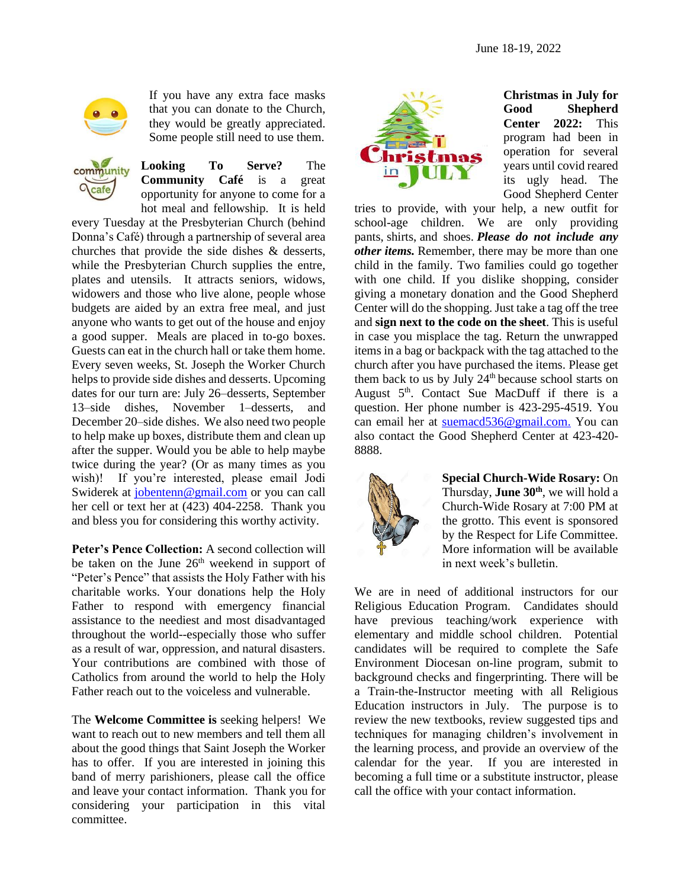June 18-19, 2022

If you have any extra face masks that you can donate to the Church, they would be greatly appreciated. Some people still need to use them.

**Looking To Serve? The Community Café** is a great opportunity for anyone to come for a hot meal and fellowship. It is held every Tuesday at the Presbyterian Church (behind Donna's Café) through a partnership of several area churches that provide the side dishes & desserts, while the Presbyterian Church supplies the entre, plates and utensils. It attracts seniors, widows, widowers and those who live alone, people whose budgets are aided by an extra free meal, and just anyone who wants to get out of the house and enjoy a good supper. Meals are placed in to-go boxes. Guests can eat in the church hall or take them home. Every seven weeks, St. Joseph the Worker Church helps to provide side dishes and desserts. Upcoming dates for our turn are: July 26–desserts, September 13–side dishes, November 1–desserts, and December 20–side dishes. We also need two people to help make up boxes, distribute them and clean up after the supper. Would you be able to help maybe twice during the year? (Or as many times as you wish)! If you're interested, please email Jodi Swiderek at jobentenn@gmail.com or you can call her cell or text her at (423) 404-2258. Thank you and bless you for considering this worthy activity.

**Peter's Pence Collection:** A second collection will be taken on the June 26th weekend in support of "Peter's Pence" that assists the Holy Father with his charitable works. Your donations help the Holy Father to respond with emergency financial assistance to the neediest and most disadvantaged throughout the world--especially those who suffer as a result of war, oppression, and natural disasters. Your contributions are combined with those of Catholics from around the world to help the Holy Father reach out to the voiceless and vulnerable.

The **Welcome Committee is** seeking helpers! We want to reach out to new members and tell them all about the good things that Saint Joseph the Worker has to offer. If you are interested in joining this band of merry parishioners, please call the office and leave your contact information. Thank you for considering your participation in this vital committee.

**Christmas in July for Good Shepherd Center 2022:** This program had been in operation for several years until covid reared its ugly head. The Good Shepherd Center tries to provide, with your help, a new outfit for school-age children. We are only providing pants, shirts, and shoes. ***Please do not include any other items.*** Remember, there may be more than one child in the family. Two families could go together with one child. If you dislike shopping, consider giving a monetary donation and the Good Shepherd Center will do the shopping. Just take a tag off the tree and **sign next to the code on the sheet**. This is useful in case you misplace the tag. Return the unwrapped items in a bag or backpack with the tag attached to the church after you have purchased the items. Please get them back to us by July 24th because school starts on August 5th. Contact Sue MacDuff if there is a question. Her phone number is 423-295-4519. You can email her at suemacd536@gmail.com. You can also contact the Good Shepherd Center at 423-420-8888.

**Special Church-Wide Rosary:** On Thursday, **June 30th**, we will hold a Church-Wide Rosary at 7:00 PM at the grotto. This event is sponsored by the Respect for Life Committee. More information will be available in next week's bulletin.

We are in need of additional instructors for our Religious Education Program. Candidates should have previous teaching/work experience with elementary and middle school children. Potential candidates will be required to complete the Safe Environment Diocesan on-line program, submit to background checks and fingerprinting. There will be a Train-the-Instructor meeting with all Religious Education instructors in July. The purpose is to review the new textbooks, review suggested tips and techniques for managing children's involvement in the learning process, and provide an overview of the calendar for the year. If you are interested in becoming a full time or a substitute instructor, please call the office with your contact information.